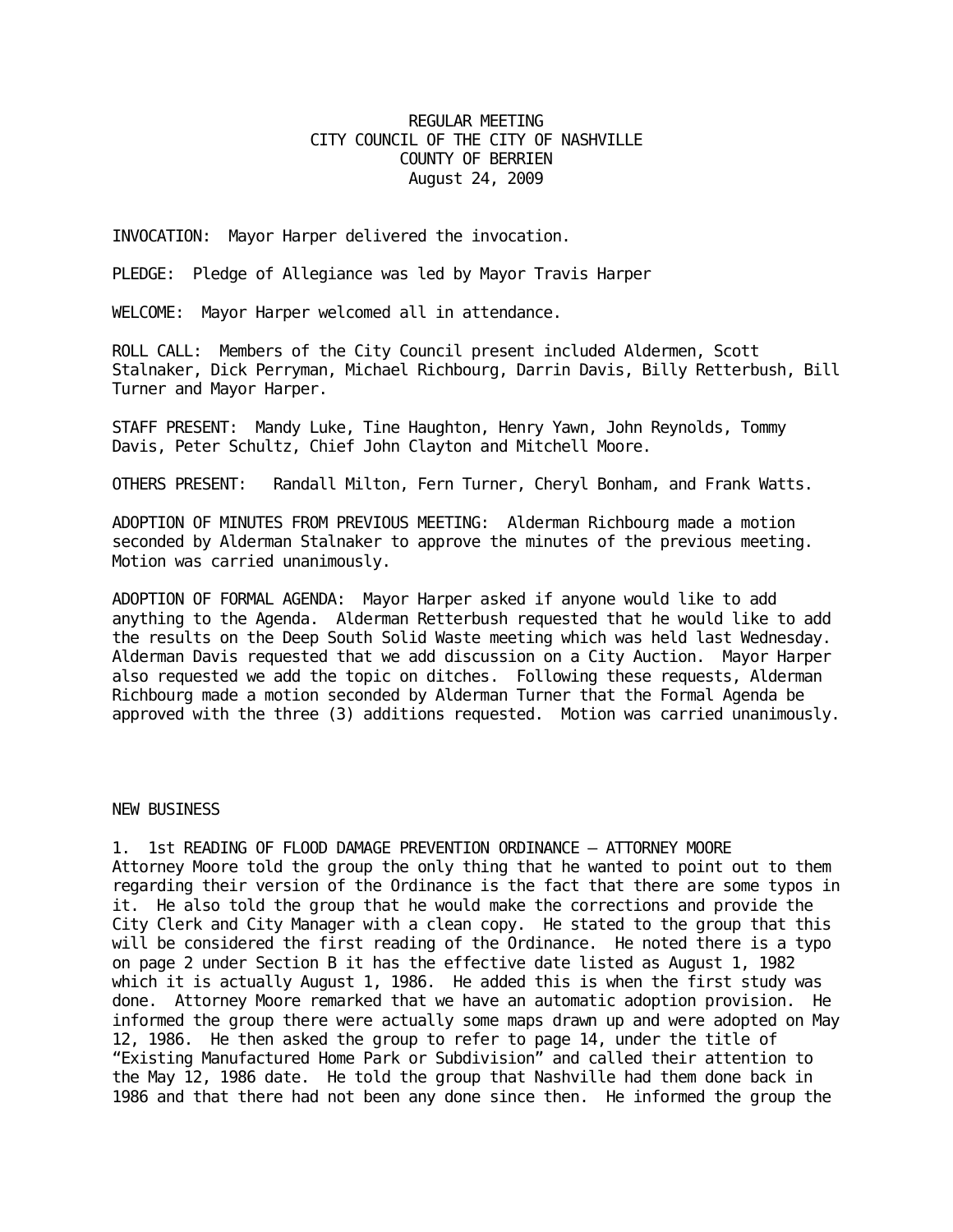# REGULAR MEETING
# CITY COUNCIL OF THE CITY OF NASHVILLE
# COUNTY OF BERRIEN
# August 24, 2009

INVOCATION: Mayor Harper delivered the invocation.

PLEDGE: Pledge of Allegiance was led by Mayor Travis Harper

WELCOME: Mayor Harper welcomed all in attendance.

ROLL CALL: Members of the City Council present included Aldermen, Scott Stalnaker, Dick Perryman, Michael Richbourg, Darrin Davis, Billy Retterbush, Bill Turner and Mayor Harper.

STAFF PRESENT: Mandy Luke, Tine Haughton, Henry Yawn, John Reynolds, Tommy Davis, Peter Schultz, Chief John Clayton and Mitchell Moore.

OTHERS PRESENT: Randall Milton, Fern Turner, Cheryl Bonham, and Frank Watts.

ADOPTION OF MINUTES FROM PREVIOUS MEETING: Alderman Richbourg made a motion seconded by Alderman Stalnaker to approve the minutes of the previous meeting. Motion was carried unanimously.

ADOPTION OF FORMAL AGENDA: Mayor Harper asked if anyone would like to add anything to the Agenda. Alderman Retterbush requested that he would like to add the results on the Deep South Solid Waste meeting which was held last Wednesday. Alderman Davis requested that we add discussion on a City Auction. Mayor Harper also requested we add the topic on ditches. Following these requests, Alderman Richbourg made a motion seconded by Alderman Turner that the Formal Agenda be approved with the three (3) additions requested. Motion was carried unanimously.

## NEW BUSINESS

1. 1st READING OF FLOOD DAMAGE PREVENTION ORDINANCE – ATTORNEY MOORE

Attorney Moore told the group the only thing that he wanted to point out to them regarding their version of the Ordinance is the fact that there are some typos in it. He also told the group that he would make the corrections and provide the City Clerk and City Manager with a clean copy. He stated to the group that this will be considered the first reading of the Ordinance. He noted there is a typo on page 2 under Section B it has the effective date listed as August 1, 1982 which it is actually August 1, 1986. He added this is when the first study was done. Attorney Moore remarked that we have an automatic adoption provision. He informed the group there were actually some maps drawn up and were adopted on May 12, 1986. He then asked the group to refer to page 14, under the title of "Existing Manufactured Home Park or Subdivision" and called their attention to the May 12, 1986 date. He told the group that Nashville had them done back in 1986 and that there had not been any done since then. He informed the group the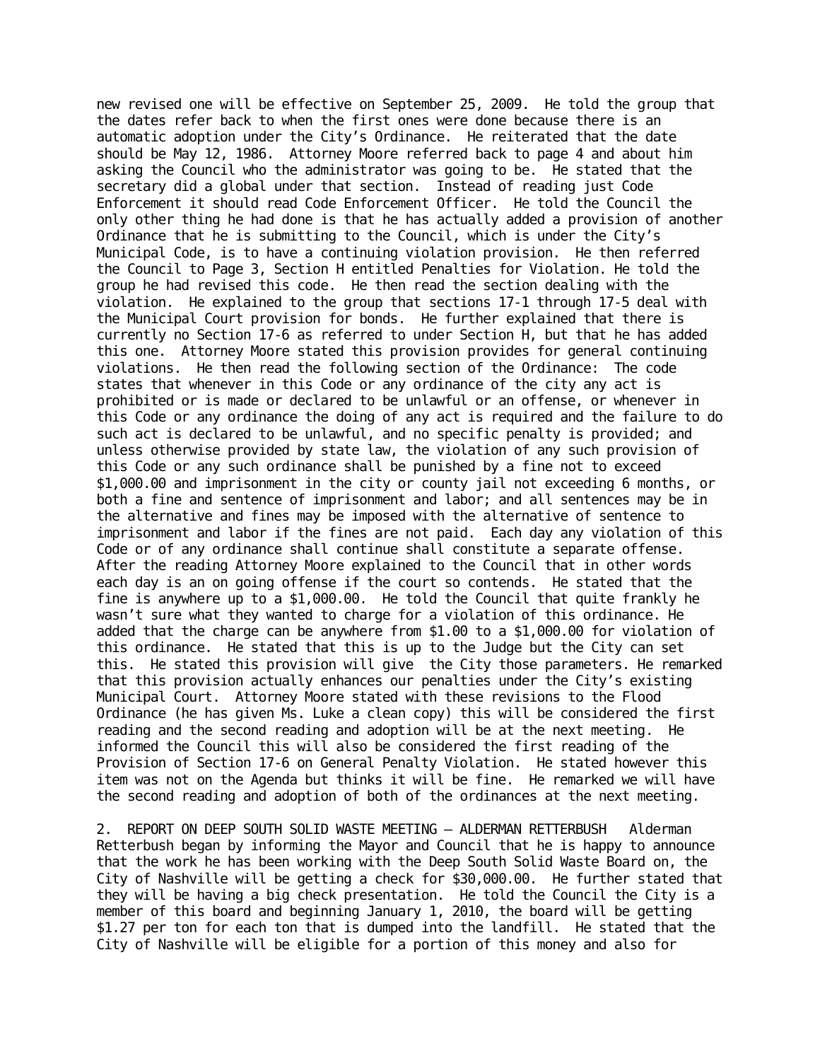new revised one will be effective on September 25, 2009. He told the group that the dates refer back to when the first ones were done because there is an automatic adoption under the City's Ordinance. He reiterated that the date should be May 12, 1986. Attorney Moore referred back to page 4 and about him asking the Council who the administrator was going to be. He stated that the secretary did a global under that section. Instead of reading just Code Enforcement it should read Code Enforcement Officer. He told the Council the only other thing he had done is that he has actually added a provision of another Ordinance that he is submitting to the Council, which is under the City's Municipal Code, is to have a continuing violation provision. He then referred the Council to Page 3, Section H entitled Penalties for Violation. He told the group he had revised this code. He then read the section dealing with the violation. He explained to the group that sections 17-1 through 17-5 deal with the Municipal Court provision for bonds. He further explained that there is currently no Section 17-6 as referred to under Section H, but that he has added this one. Attorney Moore stated this provision provides for general continuing violations. He then read the following section of the Ordinance: The code states that whenever in this Code or any ordinance of the city any act is prohibited or is made or declared to be unlawful or an offense, or whenever in this Code or any ordinance the doing of any act is required and the failure to do such act is declared to be unlawful, and no specific penalty is provided; and unless otherwise provided by state law, the violation of any such provision of this Code or any such ordinance shall be punished by a fine not to exceed $1,000.00 and imprisonment in the city or county jail not exceeding 6 months, or both a fine and sentence of imprisonment and labor; and all sentences may be in the alternative and fines may be imposed with the alternative of sentence to imprisonment and labor if the fines are not paid. Each day any violation of this Code or of any ordinance shall continue shall constitute a separate offense. After the reading Attorney Moore explained to the Council that in other words each day is an on going offense if the court so contends. He stated that the fine is anywhere up to a $1,000.00. He told the Council that quite frankly he wasn't sure what they wanted to charge for a violation of this ordinance. He added that the charge can be anywhere from $1.00 to a $1,000.00 for violation of this ordinance. He stated that this is up to the Judge but the City can set this. He stated this provision will give the City those parameters. He remarked that this provision actually enhances our penalties under the City's existing Municipal Court. Attorney Moore stated with these revisions to the Flood Ordinance (he has given Ms. Luke a clean copy) this will be considered the first reading and the second reading and adoption will be at the next meeting. He informed the Council this will also be considered the first reading of the Provision of Section 17-6 on General Penalty Violation. He stated however this item was not on the Agenda but thinks it will be fine. He remarked we will have the second reading and adoption of both of the ordinances at the next meeting.

2. REPORT ON DEEP SOUTH SOLID WASTE MEETING – ALDERMAN RETTERBUSH Alderman Retterbush began by informing the Mayor and Council that he is happy to announce that the work he has been working with the Deep South Solid Waste Board on, the City of Nashville will be getting a check for $30,000.00. He further stated that they will be having a big check presentation. He told the Council the City is a member of this board and beginning January 1, 2010, the board will be getting $1.27 per ton for each ton that is dumped into the landfill. He stated that the City of Nashville will be eligible for a portion of this money and also for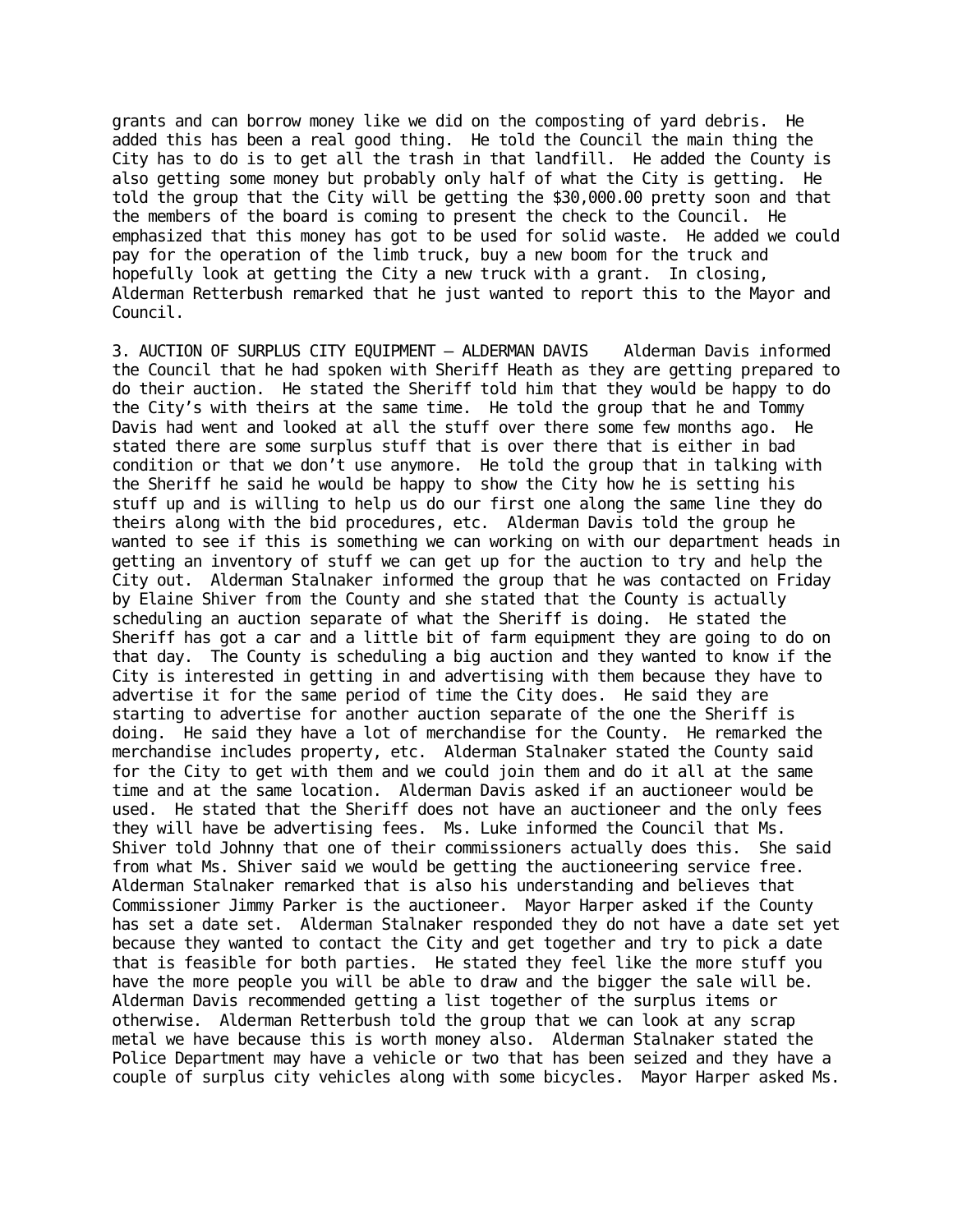grants and can borrow money like we did on the composting of yard debris. He added this has been a real good thing. He told the Council the main thing the City has to do is to get all the trash in that landfill. He added the County is also getting some money but probably only half of what the City is getting. He told the group that the City will be getting the $30,000.00 pretty soon and that the members of the board is coming to present the check to the Council. He emphasized that this money has got to be used for solid waste. He added we could pay for the operation of the limb truck, buy a new boom for the truck and hopefully look at getting the City a new truck with a grant. In closing, Alderman Retterbush remarked that he just wanted to report this to the Mayor and Council.

3. AUCTION OF SURPLUS CITY EQUIPMENT – ALDERMAN DAVIS   Alderman Davis informed the Council that he had spoken with Sheriff Heath as they are getting prepared to do their auction. He stated the Sheriff told him that they would be happy to do the City's with theirs at the same time. He told the group that he and Tommy Davis had went and looked at all the stuff over there some few months ago. He stated there are some surplus stuff that is over there that is either in bad condition or that we don't use anymore. He told the group that in talking with the Sheriff he said he would be happy to show the City how he is setting his stuff up and is willing to help us do our first one along the same line they do theirs along with the bid procedures, etc. Alderman Davis told the group he wanted to see if this is something we can working on with our department heads in getting an inventory of stuff we can get up for the auction to try and help the City out. Alderman Stalnaker informed the group that he was contacted on Friday by Elaine Shiver from the County and she stated that the County is actually scheduling an auction separate of what the Sheriff is doing. He stated the Sheriff has got a car and a little bit of farm equipment they are going to do on that day. The County is scheduling a big auction and they wanted to know if the City is interested in getting in and advertising with them because they have to advertise it for the same period of time the City does. He said they are starting to advertise for another auction separate of the one the Sheriff is doing. He said they have a lot of merchandise for the County. He remarked the merchandise includes property, etc. Alderman Stalnaker stated the County said for the City to get with them and we could join them and do it all at the same time and at the same location. Alderman Davis asked if an auctioneer would be used. He stated that the Sheriff does not have an auctioneer and the only fees they will have be advertising fees. Ms. Luke informed the Council that Ms. Shiver told Johnny that one of their commissioners actually does this. She said from what Ms. Shiver said we would be getting the auctioneering service free. Alderman Stalnaker remarked that is also his understanding and believes that Commissioner Jimmy Parker is the auctioneer. Mayor Harper asked if the County has set a date set. Alderman Stalnaker responded they do not have a date set yet because they wanted to contact the City and get together and try to pick a date that is feasible for both parties. He stated they feel like the more stuff you have the more people you will be able to draw and the bigger the sale will be. Alderman Davis recommended getting a list together of the surplus items or otherwise. Alderman Retterbush told the group that we can look at any scrap metal we have because this is worth money also. Alderman Stalnaker stated the Police Department may have a vehicle or two that has been seized and they have a couple of surplus city vehicles along with some bicycles. Mayor Harper asked Ms.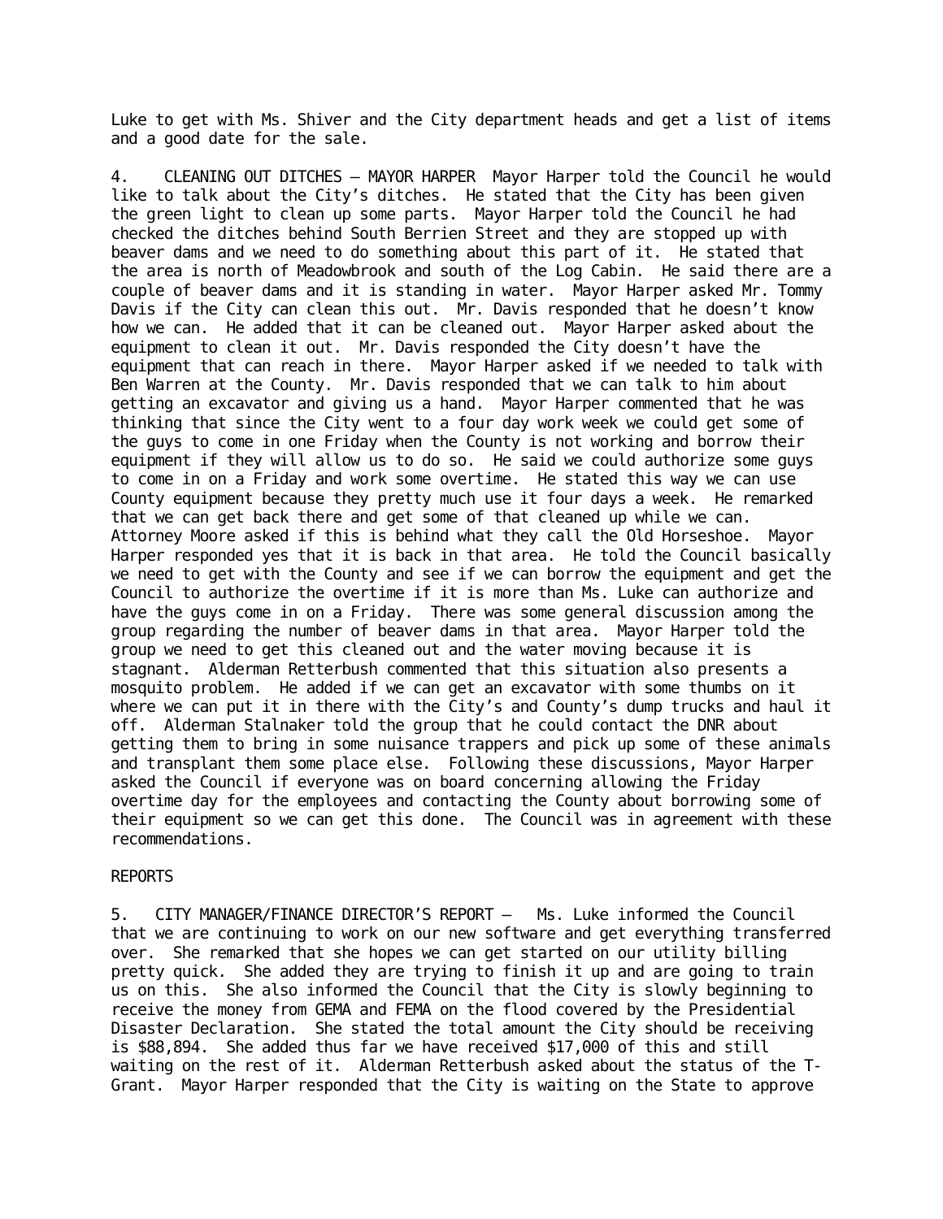Luke to get with Ms. Shiver and the City department heads and get a list of items and a good date for the sale.

4. CLEANING OUT DITCHES – MAYOR HARPER Mayor Harper told the Council he would like to talk about the City's ditches. He stated that the City has been given the green light to clean up some parts. Mayor Harper told the Council he had checked the ditches behind South Berrien Street and they are stopped up with beaver dams and we need to do something about this part of it. He stated that the area is north of Meadowbrook and south of the Log Cabin. He said there are a couple of beaver dams and it is standing in water. Mayor Harper asked Mr. Tommy Davis if the City can clean this out. Mr. Davis responded that he doesn't know how we can. He added that it can be cleaned out. Mayor Harper asked about the equipment to clean it out. Mr. Davis responded the City doesn't have the equipment that can reach in there. Mayor Harper asked if we needed to talk with Ben Warren at the County. Mr. Davis responded that we can talk to him about getting an excavator and giving us a hand. Mayor Harper commented that he was thinking that since the City went to a four day work week we could get some of the guys to come in one Friday when the County is not working and borrow their equipment if they will allow us to do so. He said we could authorize some guys to come in on a Friday and work some overtime. He stated this way we can use County equipment because they pretty much use it four days a week. He remarked that we can get back there and get some of that cleaned up while we can. Attorney Moore asked if this is behind what they call the Old Horseshoe. Mayor Harper responded yes that it is back in that area. He told the Council basically we need to get with the County and see if we can borrow the equipment and get the Council to authorize the overtime if it is more than Ms. Luke can authorize and have the guys come in on a Friday. There was some general discussion among the group regarding the number of beaver dams in that area. Mayor Harper told the group we need to get this cleaned out and the water moving because it is stagnant. Alderman Retterbush commented that this situation also presents a mosquito problem. He added if we can get an excavator with some thumbs on it where we can put it in there with the City's and County's dump trucks and haul it off. Alderman Stalnaker told the group that he could contact the DNR about getting them to bring in some nuisance trappers and pick up some of these animals and transplant them some place else. Following these discussions, Mayor Harper asked the Council if everyone was on board concerning allowing the Friday overtime day for the employees and contacting the County about borrowing some of their equipment so we can get this done. The Council was in agreement with these recommendations.

REPORTS

5. CITY MANAGER/FINANCE DIRECTOR'S REPORT – Ms. Luke informed the Council that we are continuing to work on our new software and get everything transferred over. She remarked that she hopes we can get started on our utility billing pretty quick. She added they are trying to finish it up and are going to train us on this. She also informed the Council that the City is slowly beginning to receive the money from GEMA and FEMA on the flood covered by the Presidential Disaster Declaration. She stated the total amount the City should be receiving is $88,894. She added thus far we have received $17,000 of this and still waiting on the rest of it. Alderman Retterbush asked about the status of the T-Grant. Mayor Harper responded that the City is waiting on the State to approve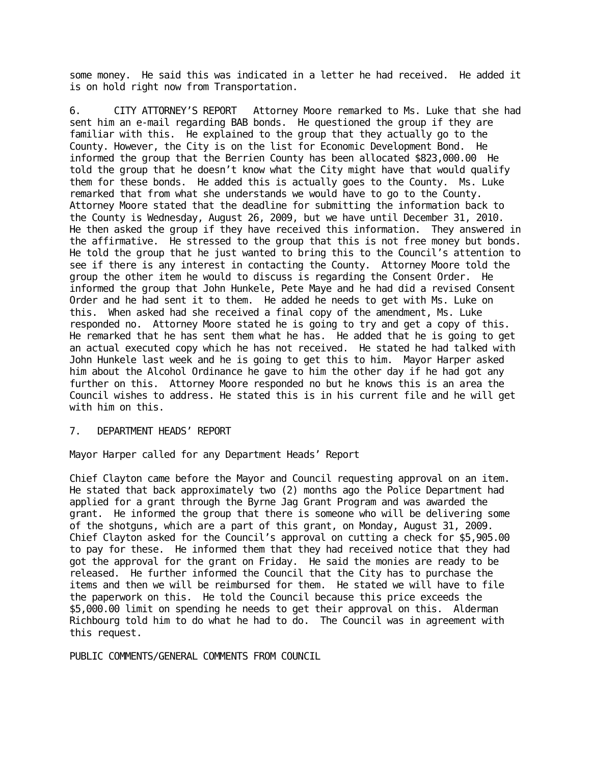some money. He said this was indicated in a letter he had received. He added it is on hold right now from Transportation.

6. CITY ATTORNEY'S REPORT Attorney Moore remarked to Ms. Luke that she had sent him an e-mail regarding BAB bonds. He questioned the group if they are familiar with this. He explained to the group that they actually go to the County. However, the City is on the list for Economic Development Bond. He informed the group that the Berrien County has been allocated $823,000.00 He told the group that he doesn't know what the City might have that would qualify them for these bonds. He added this is actually goes to the County. Ms. Luke remarked that from what she understands we would have to go to the County. Attorney Moore stated that the deadline for submitting the information back to the County is Wednesday, August 26, 2009, but we have until December 31, 2010. He then asked the group if they have received this information. They answered in the affirmative. He stressed to the group that this is not free money but bonds. He told the group that he just wanted to bring this to the Council's attention to see if there is any interest in contacting the County. Attorney Moore told the group the other item he would to discuss is regarding the Consent Order. He informed the group that John Hunkele, Pete Maye and he had did a revised Consent Order and he had sent it to them. He added he needs to get with Ms. Luke on this. When asked had she received a final copy of the amendment, Ms. Luke responded no. Attorney Moore stated he is going to try and get a copy of this. He remarked that he has sent them what he has. He added that he is going to get an actual executed copy which he has not received. He stated he had talked with John Hunkele last week and he is going to get this to him. Mayor Harper asked him about the Alcohol Ordinance he gave to him the other day if he had got any further on this. Attorney Moore responded no but he knows this is an area the Council wishes to address. He stated this is in his current file and he will get with him on this.

7. DEPARTMENT HEADS' REPORT

Mayor Harper called for any Department Heads' Report

Chief Clayton came before the Mayor and Council requesting approval on an item. He stated that back approximately two (2) months ago the Police Department had applied for a grant through the Byrne Jag Grant Program and was awarded the grant. He informed the group that there is someone who will be delivering some of the shotguns, which are a part of this grant, on Monday, August 31, 2009. Chief Clayton asked for the Council's approval on cutting a check for $5,905.00 to pay for these. He informed them that they had received notice that they had got the approval for the grant on Friday. He said the monies are ready to be released. He further informed the Council that the City has to purchase the items and then we will be reimbursed for them. He stated we will have to file the paperwork on this. He told the Council because this price exceeds the $5,000.00 limit on spending he needs to get their approval on this. Alderman Richbourg told him to do what he had to do. The Council was in agreement with this request.

PUBLIC COMMENTS/GENERAL COMMENTS FROM COUNCIL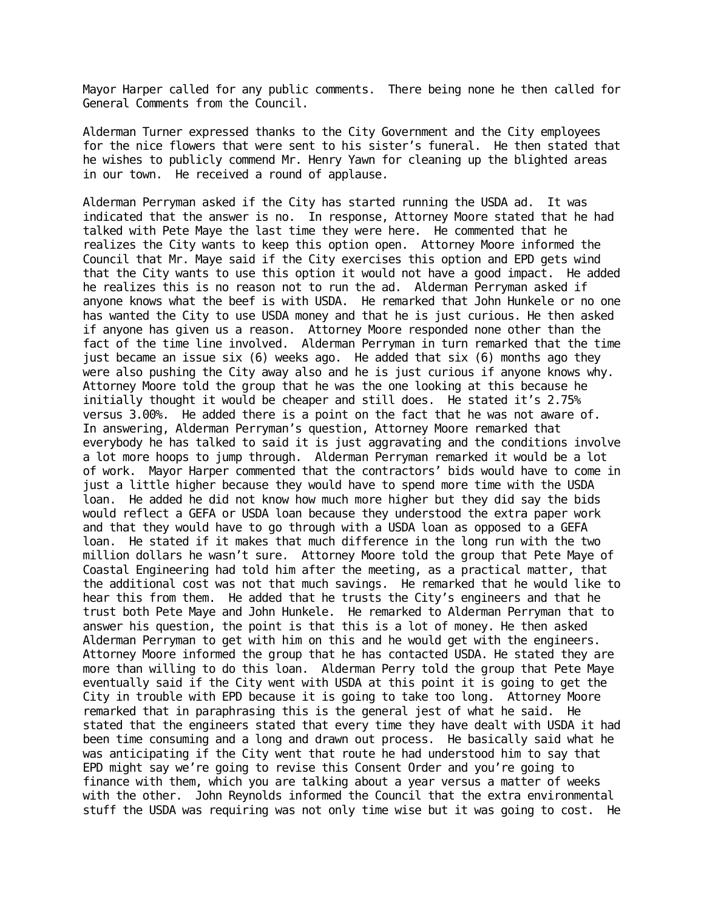Mayor Harper called for any public comments. There being none he then called for General Comments from the Council.

Alderman Turner expressed thanks to the City Government and the City employees for the nice flowers that were sent to his sister's funeral. He then stated that he wishes to publicly commend Mr. Henry Yawn for cleaning up the blighted areas in our town. He received a round of applause.

Alderman Perryman asked if the City has started running the USDA ad. It was indicated that the answer is no. In response, Attorney Moore stated that he had talked with Pete Maye the last time they were here. He commented that he realizes the City wants to keep this option open. Attorney Moore informed the Council that Mr. Maye said if the City exercises this option and EPD gets wind that the City wants to use this option it would not have a good impact. He added he realizes this is no reason not to run the ad. Alderman Perryman asked if anyone knows what the beef is with USDA. He remarked that John Hunkele or no one has wanted the City to use USDA money and that he is just curious. He then asked if anyone has given us a reason. Attorney Moore responded none other than the fact of the time line involved. Alderman Perryman in turn remarked that the time just became an issue six (6) weeks ago. He added that six (6) months ago they were also pushing the City away also and he is just curious if anyone knows why. Attorney Moore told the group that he was the one looking at this because he initially thought it would be cheaper and still does. He stated it's 2.75% versus 3.00%. He added there is a point on the fact that he was not aware of. In answering, Alderman Perryman's question, Attorney Moore remarked that everybody he has talked to said it is just aggravating and the conditions involve a lot more hoops to jump through. Alderman Perryman remarked it would be a lot of work. Mayor Harper commented that the contractors' bids would have to come in just a little higher because they would have to spend more time with the USDA loan. He added he did not know how much more higher but they did say the bids would reflect a GEFA or USDA loan because they understood the extra paper work and that they would have to go through with a USDA loan as opposed to a GEFA loan. He stated if it makes that much difference in the long run with the two million dollars he wasn't sure. Attorney Moore told the group that Pete Maye of Coastal Engineering had told him after the meeting, as a practical matter, that the additional cost was not that much savings. He remarked that he would like to hear this from them. He added that he trusts the City's engineers and that he trust both Pete Maye and John Hunkele. He remarked to Alderman Perryman that to answer his question, the point is that this is a lot of money. He then asked Alderman Perryman to get with him on this and he would get with the engineers. Attorney Moore informed the group that he has contacted USDA. He stated they are more than willing to do this loan. Alderman Perry told the group that Pete Maye eventually said if the City went with USDA at this point it is going to get the City in trouble with EPD because it is going to take too long. Attorney Moore remarked that in paraphrasing this is the general jest of what he said. He stated that the engineers stated that every time they have dealt with USDA it had been time consuming and a long and drawn out process. He basically said what he was anticipating if the City went that route he had understood him to say that EPD might say we're going to revise this Consent Order and you're going to finance with them, which you are talking about a year versus a matter of weeks with the other. John Reynolds informed the Council that the extra environmental stuff the USDA was requiring was not only time wise but it was going to cost. He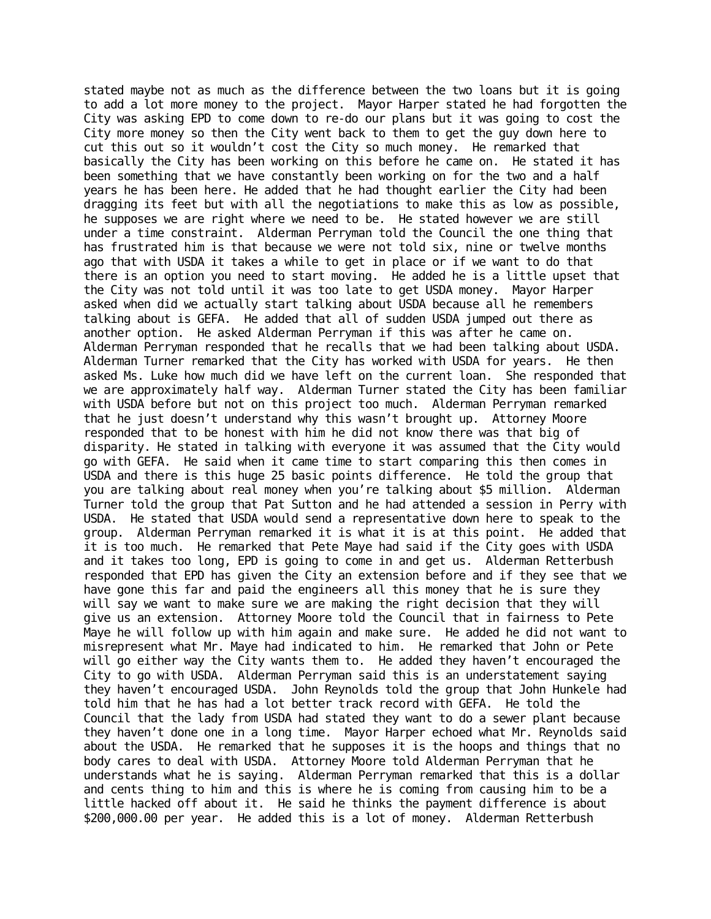stated maybe not as much as the difference between the two loans but it is going to add a lot more money to the project. Mayor Harper stated he had forgotten the City was asking EPD to come down to re-do our plans but it was going to cost the City more money so then the City went back to them to get the guy down here to cut this out so it wouldn't cost the City so much money. He remarked that basically the City has been working on this before he came on. He stated it has been something that we have constantly been working on for the two and a half years he has been here. He added that he had thought earlier the City had been dragging its feet but with all the negotiations to make this as low as possible, he supposes we are right where we need to be. He stated however we are still under a time constraint. Alderman Perryman told the Council the one thing that has frustrated him is that because we were not told six, nine or twelve months ago that with USDA it takes a while to get in place or if we want to do that there is an option you need to start moving. He added he is a little upset that the City was not told until it was too late to get USDA money. Mayor Harper asked when did we actually start talking about USDA because all he remembers talking about is GEFA. He added that all of sudden USDA jumped out there as another option. He asked Alderman Perryman if this was after he came on. Alderman Perryman responded that he recalls that we had been talking about USDA. Alderman Turner remarked that the City has worked with USDA for years. He then asked Ms. Luke how much did we have left on the current loan. She responded that we are approximately half way. Alderman Turner stated the City has been familiar with USDA before but not on this project too much. Alderman Perryman remarked that he just doesn't understand why this wasn't brought up. Attorney Moore responded that to be honest with him he did not know there was that big of disparity. He stated in talking with everyone it was assumed that the City would go with GEFA. He said when it came time to start comparing this then comes in USDA and there is this huge 25 basic points difference. He told the group that you are talking about real money when you're talking about $5 million. Alderman Turner told the group that Pat Sutton and he had attended a session in Perry with USDA. He stated that USDA would send a representative down here to speak to the group. Alderman Perryman remarked it is what it is at this point. He added that it is too much. He remarked that Pete Maye had said if the City goes with USDA and it takes too long, EPD is going to come in and get us. Alderman Retterbush responded that EPD has given the City an extension before and if they see that we have gone this far and paid the engineers all this money that he is sure they will say we want to make sure we are making the right decision that they will give us an extension. Attorney Moore told the Council that in fairness to Pete Maye he will follow up with him again and make sure. He added he did not want to misrepresent what Mr. Maye had indicated to him. He remarked that John or Pete will go either way the City wants them to. He added they haven't encouraged the City to go with USDA. Alderman Perryman said this is an understatement saying they haven't encouraged USDA. John Reynolds told the group that John Hunkele had told him that he has had a lot better track record with GEFA. He told the Council that the lady from USDA had stated they want to do a sewer plant because they haven't done one in a long time. Mayor Harper echoed what Mr. Reynolds said about the USDA. He remarked that he supposes it is the hoops and things that no body cares to deal with USDA. Attorney Moore told Alderman Perryman that he understands what he is saying. Alderman Perryman remarked that this is a dollar and cents thing to him and this is where he is coming from causing him to be a little hacked off about it. He said he thinks the payment difference is about $200,000.00 per year. He added this is a lot of money. Alderman Retterbush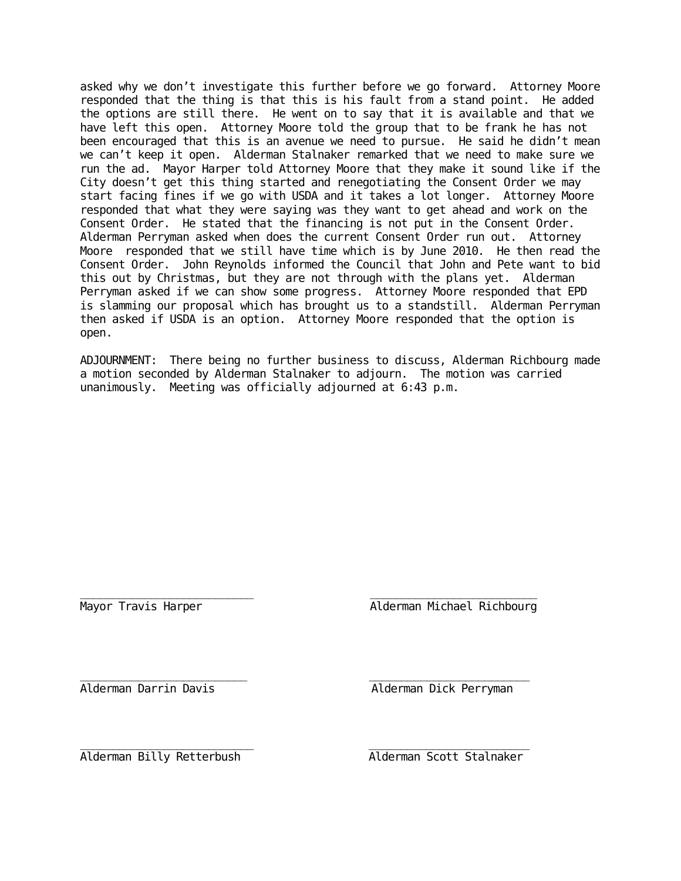asked why we don't investigate this further before we go forward. Attorney Moore responded that the thing is that this is his fault from a stand point. He added the options are still there. He went on to say that it is available and that we have left this open. Attorney Moore told the group that to be frank he has not been encouraged that this is an avenue we need to pursue. He said he didn't mean we can't keep it open. Alderman Stalnaker remarked that we need to make sure we run the ad. Mayor Harper told Attorney Moore that they make it sound like if the City doesn't get this thing started and renegotiating the Consent Order we may start facing fines if we go with USDA and it takes a lot longer. Attorney Moore responded that what they were saying was they want to get ahead and work on the Consent Order. He stated that the financing is not put in the Consent Order. Alderman Perryman asked when does the current Consent Order run out. Attorney Moore responded that we still have time which is by June 2010. He then read the Consent Order. John Reynolds informed the Council that John and Pete want to bid this out by Christmas, but they are not through with the plans yet. Alderman Perryman asked if we can show some progress. Attorney Moore responded that EPD is slamming our proposal which has brought us to a standstill. Alderman Perryman then asked if USDA is an option. Attorney Moore responded that the option is open.

ADJOURNMENT: There being no further business to discuss, Alderman Richbourg made a motion seconded by Alderman Stalnaker to adjourn. The motion was carried unanimously. Meeting was officially adjourned at 6:43 p.m.

\_\_\_\_\_\_\_\_\_\_\_\_\_\_\_\_\_\_\_\_\_\_\_\_\_\_
Mayor Travis Harper

\_\_\_\_\_\_\_\_\_\_\_\_\_\_\_\_\_\_\_\_\_\_\_\_\_\_
Alderman Michael Richbourg

\_\_\_\_\_\_\_\_\_\_\_\_\_\_\_\_\_\_\_\_\_\_\_\_\_\_
Alderman Darrin Davis

\_\_\_\_\_\_\_\_\_\_\_\_\_\_\_\_\_\_\_\_\_\_\_\_\_\_
Alderman Dick Perryman

\_\_\_\_\_\_\_\_\_\_\_\_\_\_\_\_\_\_\_\_\_\_\_\_\_\_
Alderman Billy Retterbush

\_\_\_\_\_\_\_\_\_\_\_\_\_\_\_\_\_\_\_\_\_\_\_\_\_\_
Alderman Scott Stalnaker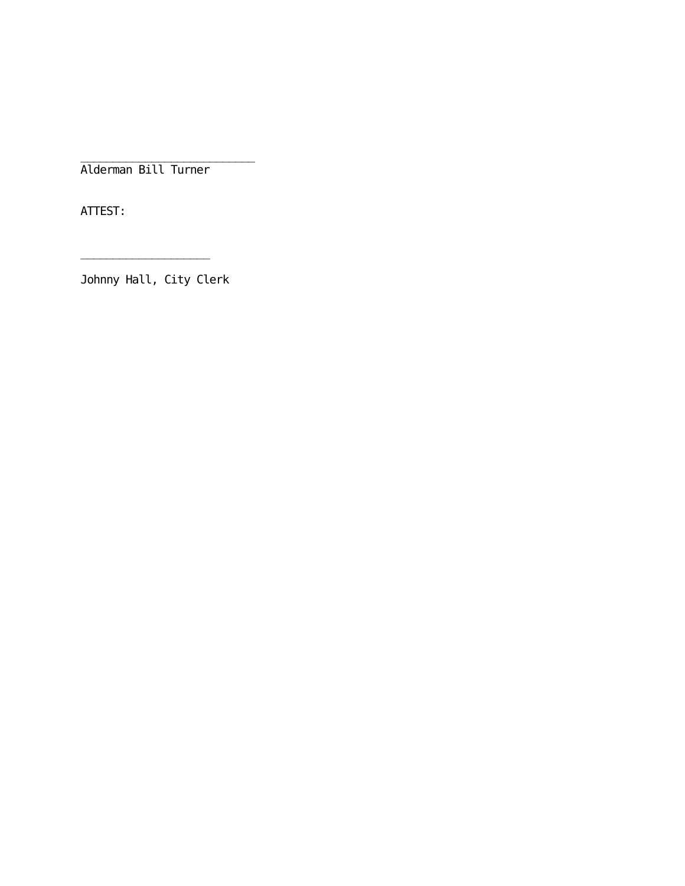\_\_\_\_\_\_\_\_\_\_\_\_\_\_\_\_\_\_\_\_\_\_\_\_\_\_\_
Alderman Bill Turner

ATTEST:

\_\_\_\_\_\_\_\_\_\_\_\_\_\_\_\_\_\_\_\_

Johnny Hall, City Clerk